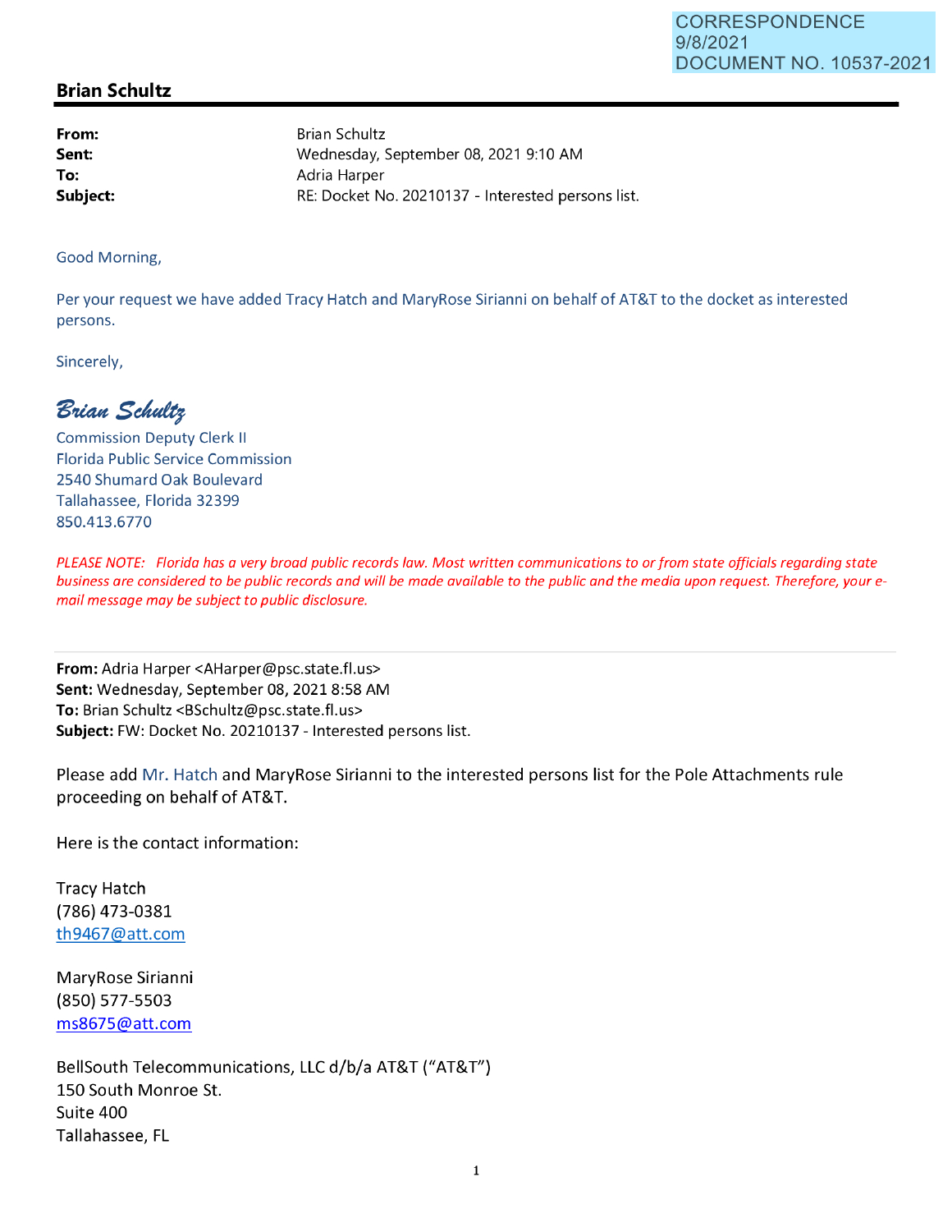CORRESPONDENCE
9/8/2021
DOCUMENT NO. 10537-2021

## Brian Schultz

| | |
|---|---|
| **From:** | Brian Schultz |
| **Sent:** | Wednesday, September 08, 2021 9:10 AM |
| **To:** | Adria Harper |
| **Subject:** | RE: Docket No. 20210137 - Interested persons list. |

Good Morning,

Per your request we have added Tracy Hatch and MaryRose Sirianni on behalf of AT&T to the docket as interested persons.

Sincerely,

*Brian Schultz*
Commission Deputy Clerk II
Florida Public Service Commission
2540 Shumard Oak Boulevard
Tallahassee, Florida 32399
850.413.6770

*PLEASE NOTE: Florida has a very broad public records law. Most written communications to or from state officials regarding state business are considered to be public records and will be made available to the public and the media upon request. Therefore, your e-mail message may be subject to public disclosure.*

---

**From:** Adria Harper <AHarper@psc.state.fl.us>
**Sent:** Wednesday, September 08, 2021 8:58 AM
**To:** Brian Schultz <BSchultz@psc.state.fl.us>
**Subject:** FW: Docket No. 20210137 - Interested persons list.

Please add Mr. Hatch and MaryRose Sirianni to the interested persons list for the Pole Attachments rule proceeding on behalf of AT&T.

Here is the contact information:

Tracy Hatch
(786) 473-0381
th9467@att.com

MaryRose Sirianni
(850) 577-5503
ms8675@att.com

BellSouth Telecommunications, LLC d/b/a AT&T ("AT&T")
150 South Monroe St.
Suite 400
Tallahassee, FL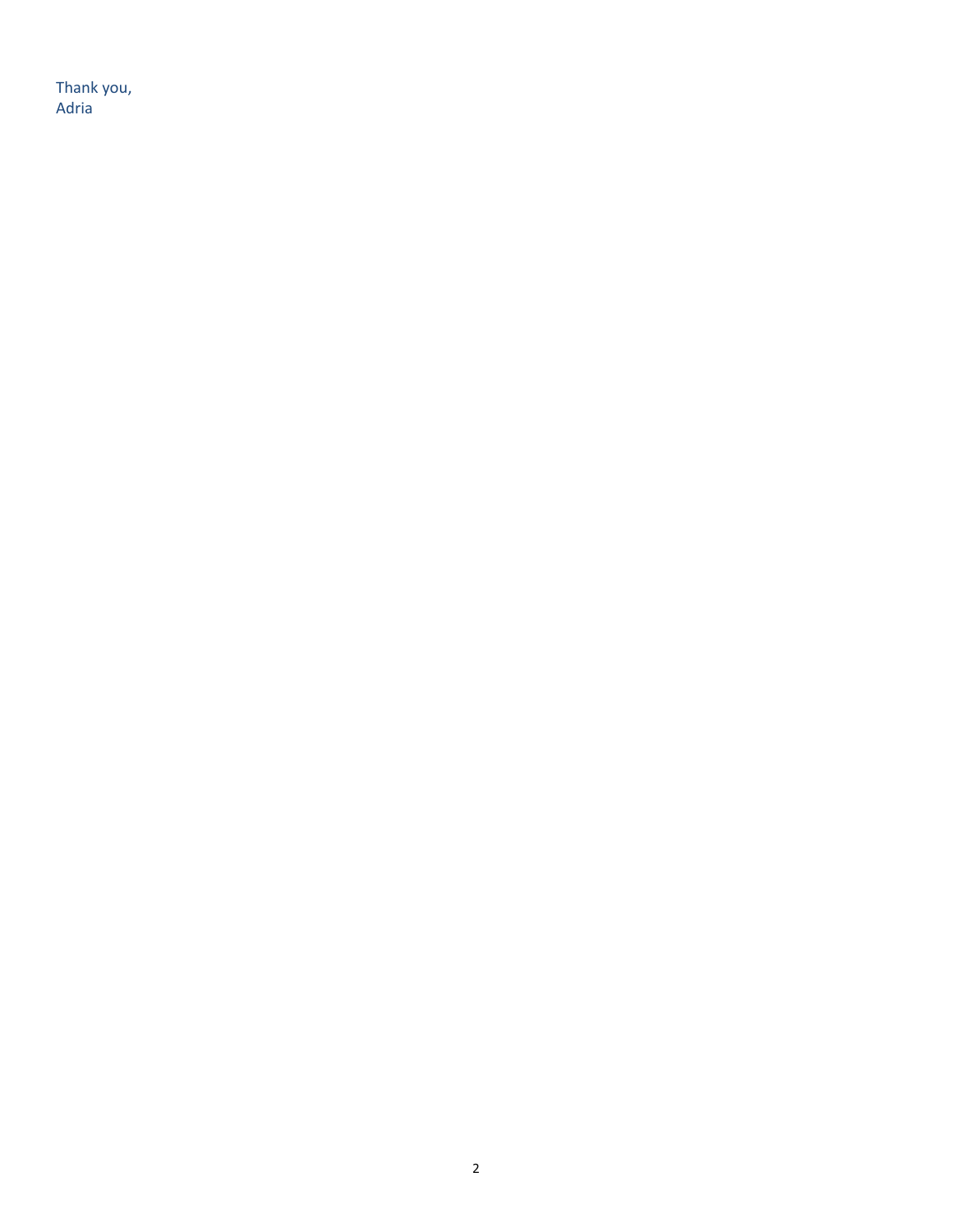Thank you,
Adria